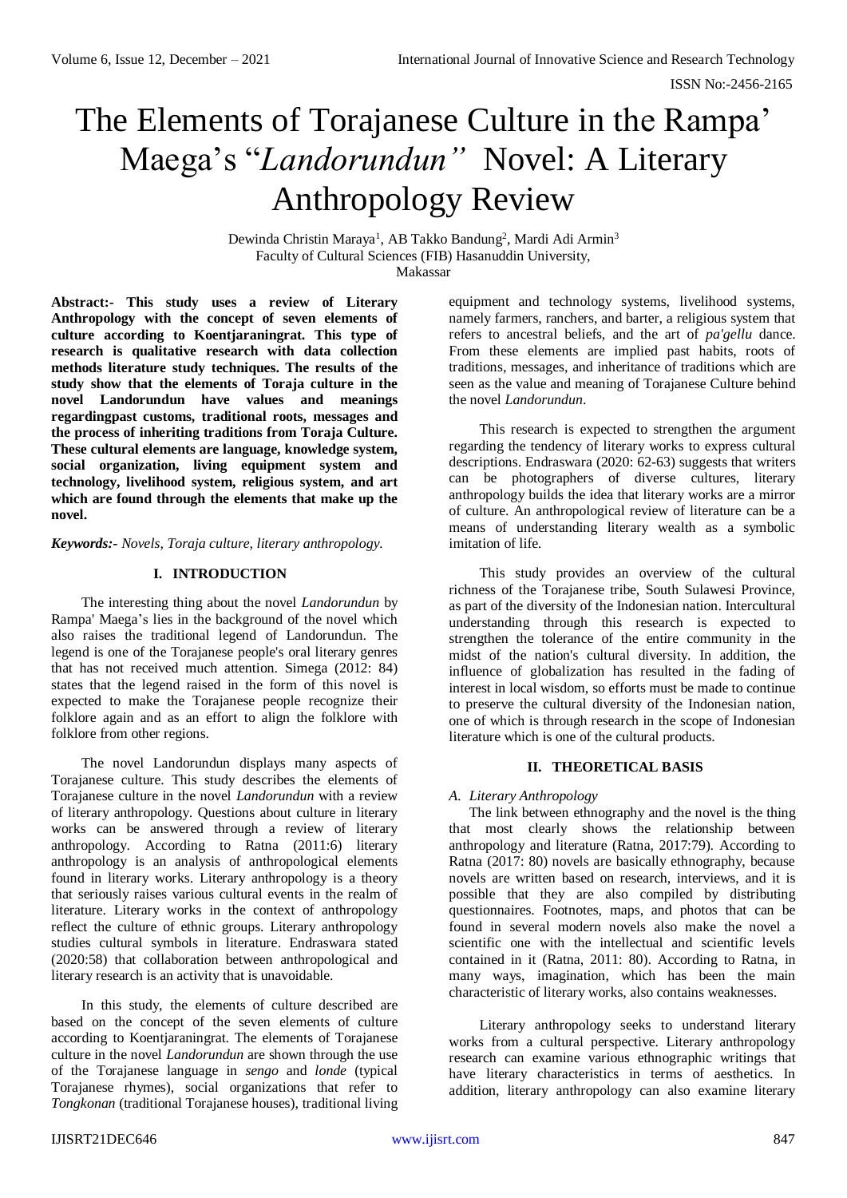# The Elements of Torajanese Culture in the Rampa' Maega's "*Landorundun*" Novel: A Literary Anthropology Review

Dewinda Christin Maraya[1], AB Takko Bandung[2], Mardi Adi Armin[3]
Faculty of Cultural Sciences (FIB) Hasanuddin University,
Makassar

**Abstract:- This study uses a review of Literary Anthropology with the concept of seven elements of culture according to Koentjaraningrat. This type of research is qualitative research with data collection methods literature study techniques. The results of the study show that the elements of Toraja culture in the novel Landorundun have values and meanings regardingpast customs, traditional roots, messages and the process of inheriting traditions from Toraja Culture. These cultural elements are language, knowledge system, social organization, living equipment system and technology, livelihood system, religious system, and art which are found through the elements that make up the novel.**

***Keywords:-*** *Novels, Toraja culture, literary anthropology.*

## I. INTRODUCTION

The interesting thing about the novel *Landorundun* by Rampa' Maega's lies in the background of the novel which also raises the traditional legend of Landorundun. The legend is one of the Torajanese people's oral literary genres that has not received much attention. Simega (2012: 84) states that the legend raised in the form of this novel is expected to make the Torajanese people recognize their folklore again and as an effort to align the folklore with folklore from other regions.

The novel Landorundun displays many aspects of Torajanese culture. This study describes the elements of Torajanese culture in the novel *Landorundun* with a review of literary anthropology. Questions about culture in literary works can be answered through a review of literary anthropology. According to Ratna (2011:6) literary anthropology is an analysis of anthropological elements found in literary works. Literary anthropology is a theory that seriously raises various cultural events in the realm of literature. Literary works in the context of anthropology reflect the culture of ethnic groups. Literary anthropology studies cultural symbols in literature. Endraswara stated (2020:58) that collaboration between anthropological and literary research is an activity that is unavoidable.

In this study, the elements of culture described are based on the concept of the seven elements of culture according to Koentjaraningrat. The elements of Torajanese culture in the novel *Landorundun* are shown through the use of the Torajanese language in *sengo* and *londe* (typical Torajanese rhymes), social organizations that refer to *Tongkonan* (traditional Torajanese houses), traditional living equipment and technology systems, livelihood systems, namely farmers, ranchers, and barter, a religious system that refers to ancestral beliefs, and the art of *pa'gellu* dance. From these elements are implied past habits, roots of traditions, messages, and inheritance of traditions which are seen as the value and meaning of Torajanese Culture behind the novel *Landorundun*.

This research is expected to strengthen the argument regarding the tendency of literary works to express cultural descriptions. Endraswara (2020: 62-63) suggests that writers can be photographers of diverse cultures, literary anthropology builds the idea that literary works are a mirror of culture. An anthropological review of literature can be a means of understanding literary wealth as a symbolic imitation of life.

This study provides an overview of the cultural richness of the Torajanese tribe, South Sulawesi Province, as part of the diversity of the Indonesian nation. Intercultural understanding through this research is expected to strengthen the tolerance of the entire community in the midst of the nation's cultural diversity. In addition, the influence of globalization has resulted in the fading of interest in local wisdom, so efforts must be made to continue to preserve the cultural diversity of the Indonesian nation, one of which is through research in the scope of Indonesian literature which is one of the cultural products.

## II. THEORETICAL BASIS

### *A. Literary Anthropology*

The link between ethnography and the novel is the thing that most clearly shows the relationship between anthropology and literature (Ratna, 2017:79). According to Ratna (2017: 80) novels are basically ethnography, because novels are written based on research, interviews, and it is possible that they are also compiled by distributing questionnaires. Footnotes, maps, and photos that can be found in several modern novels also make the novel a scientific one with the intellectual and scientific levels contained in it (Ratna, 2011: 80). According to Ratna, in many ways, imagination, which has been the main characteristic of literary works, also contains weaknesses.

Literary anthropology seeks to understand literary works from a cultural perspective. Literary anthropology research can examine various ethnographic writings that have literary characteristics in terms of aesthetics. In addition, literary anthropology can also examine literary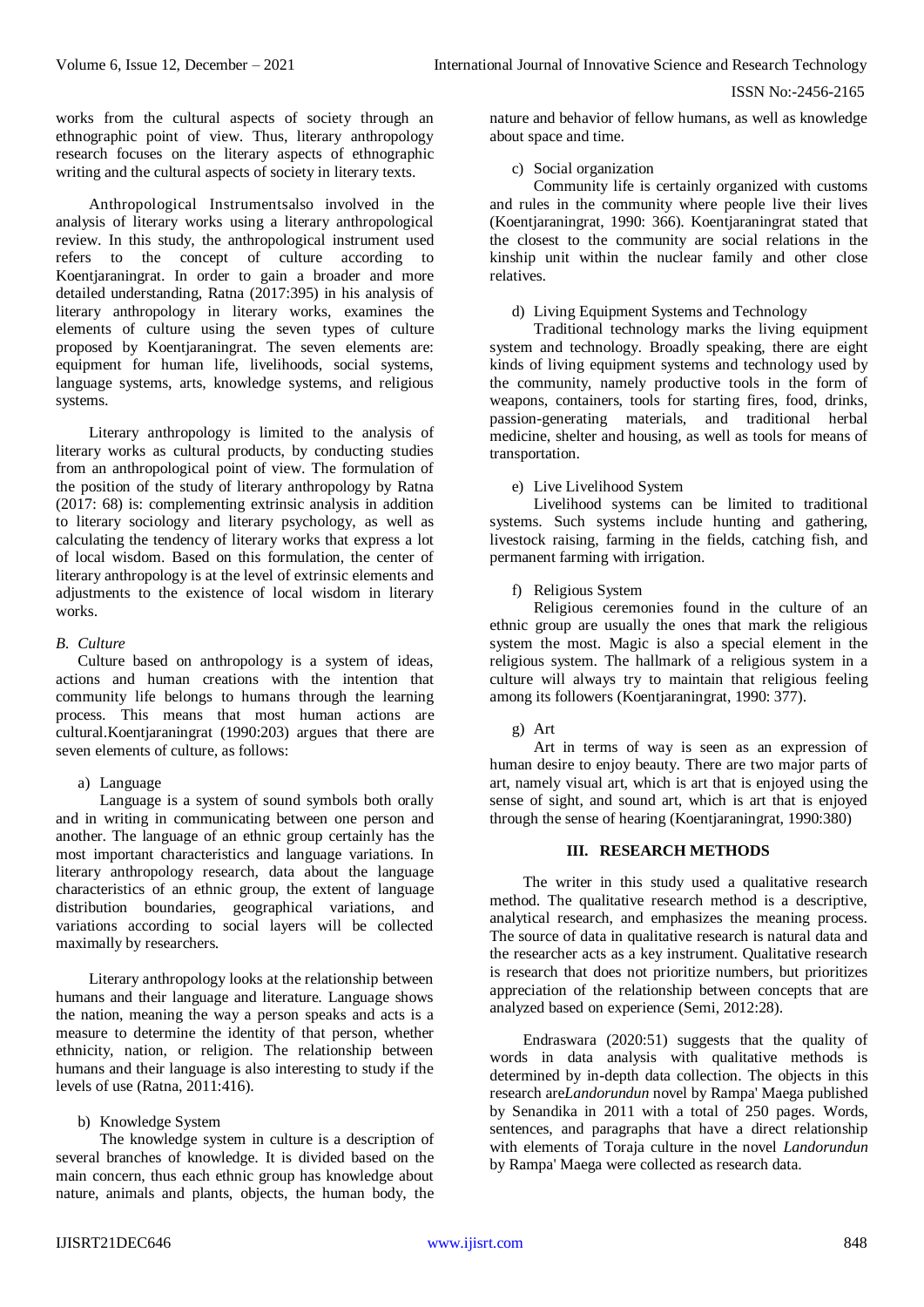works from the cultural aspects of society through an ethnographic point of view. Thus, literary anthropology research focuses on the literary aspects of ethnographic writing and the cultural aspects of society in literary texts.

Anthropological Instrumentsalso involved in the analysis of literary works using a literary anthropological review. In this study, the anthropological instrument used refers to the concept of culture according to Koentjaraningrat. In order to gain a broader and more detailed understanding, Ratna (2017:395) in his analysis of literary anthropology in literary works, examines the elements of culture using the seven types of culture proposed by Koentjaraningrat. The seven elements are: equipment for human life, livelihoods, social systems, language systems, arts, knowledge systems, and religious systems.

Literary anthropology is limited to the analysis of literary works as cultural products, by conducting studies from an anthropological point of view. The formulation of the position of the study of literary anthropology by Ratna (2017: 68) is: complementing extrinsic analysis in addition to literary sociology and literary psychology, as well as calculating the tendency of literary works that express a lot of local wisdom. Based on this formulation, the center of literary anthropology is at the level of extrinsic elements and adjustments to the existence of local wisdom in literary works.

### *B. Culture*

Culture based on anthropology is a system of ideas, actions and human creations with the intention that community life belongs to humans through the learning process. This means that most human actions are cultural.Koentjaraningrat (1990:203) argues that there are seven elements of culture, as follows:

a) Language

Language is a system of sound symbols both orally and in writing in communicating between one person and another. The language of an ethnic group certainly has the most important characteristics and language variations. In literary anthropology research, data about the language characteristics of an ethnic group, the extent of language distribution boundaries, geographical variations, and variations according to social layers will be collected maximally by researchers.

Literary anthropology looks at the relationship between humans and their language and literature. Language shows the nation, meaning the way a person speaks and acts is a measure to determine the identity of that person, whether ethnicity, nation, or religion. The relationship between humans and their language is also interesting to study if the levels of use (Ratna, 2011:416).

b) Knowledge System

The knowledge system in culture is a description of several branches of knowledge. It is divided based on the main concern, thus each ethnic group has knowledge about nature, animals and plants, objects, the human body, the nature and behavior of fellow humans, as well as knowledge about space and time.

c) Social organization

Community life is certainly organized with customs and rules in the community where people live their lives (Koentjaraningrat, 1990: 366). Koentjaraningrat stated that the closest to the community are social relations in the kinship unit within the nuclear family and other close relatives.

d) Living Equipment Systems and Technology

Traditional technology marks the living equipment system and technology. Broadly speaking, there are eight kinds of living equipment systems and technology used by the community, namely productive tools in the form of weapons, containers, tools for starting fires, food, drinks, passion-generating materials, and traditional herbal medicine, shelter and housing, as well as tools for means of transportation.

e) Live Livelihood System

Livelihood systems can be limited to traditional systems. Such systems include hunting and gathering, livestock raising, farming in the fields, catching fish, and permanent farming with irrigation.

f) Religious System

Religious ceremonies found in the culture of an ethnic group are usually the ones that mark the religious system the most. Magic is also a special element in the religious system. The hallmark of a religious system in a culture will always try to maintain that religious feeling among its followers (Koentjaraningrat, 1990: 377).

g) Art

Art in terms of way is seen as an expression of human desire to enjoy beauty. There are two major parts of art, namely visual art, which is art that is enjoyed using the sense of sight, and sound art, which is art that is enjoyed through the sense of hearing (Koentjaraningrat, 1990:380)

## III. RESEARCH METHODS

The writer in this study used a qualitative research method. The qualitative research method is a descriptive, analytical research, and emphasizes the meaning process. The source of data in qualitative research is natural data and the researcher acts as a key instrument. Qualitative research is research that does not prioritize numbers, but prioritizes appreciation of the relationship between concepts that are analyzed based on experience (Semi, 2012:28).

Endraswara (2020:51) suggests that the quality of words in data analysis with qualitative methods is determined by in-depth data collection. The objects in this research are*Landorundun* novel by Rampa' Maega published by Senandika in 2011 with a total of 250 pages. Words, sentences, and paragraphs that have a direct relationship with elements of Toraja culture in the novel *Landorundun* by Rampa' Maega were collected as research data.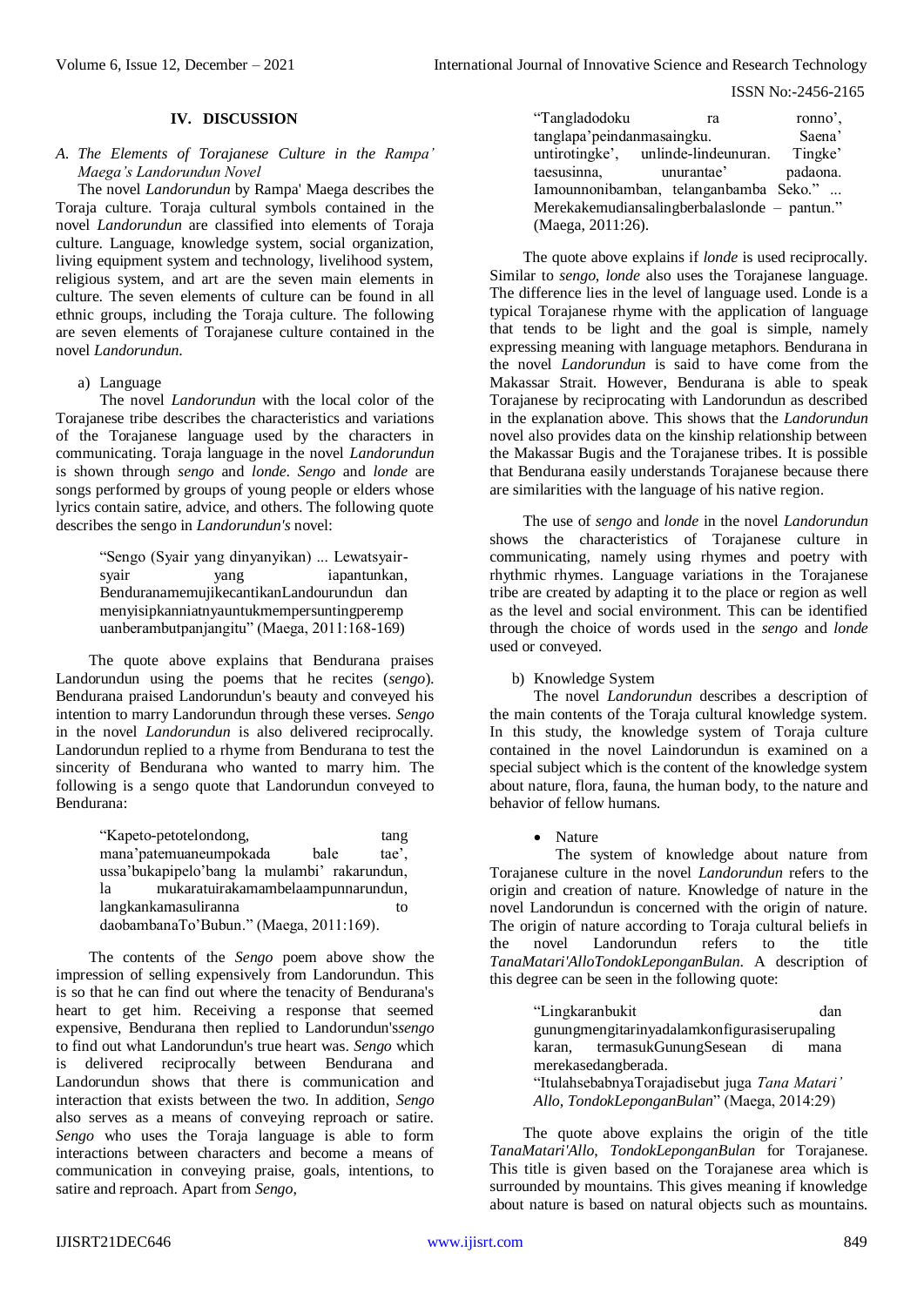## IV. DISCUSSION

### *A. The Elements of Torajanese Culture in the Rampa' Maega's Landorundun Novel*

The novel *Landorundun* by Rampa' Maega describes the Toraja culture. Toraja cultural symbols contained in the novel *Landorundun* are classified into elements of Toraja culture. Language, knowledge system, social organization, living equipment system and technology, livelihood system, religious system, and art are the seven main elements in culture. The seven elements of culture can be found in all ethnic groups, including the Toraja culture. The following are seven elements of Torajanese culture contained in the novel *Landorundun*.

a) Language

The novel *Landorundun* with the local color of the Torajanese tribe describes the characteristics and variations of the Torajanese language used by the characters in communicating. Toraja language in the novel *Landorundun* is shown through *sengo* and *londe*. *Sengo* and *londe* are songs performed by groups of young people or elders whose lyrics contain satire, advice, and others. The following quote describes the sengo in *Landorundun's* novel:

> "Sengo (Syair yang dinyanyikan) ... Lewatsyair-syair yang iapantunkan, BenduranamemujikecantikanLandourundun dan menyisipkanniatnyauntukmempersuntingperempuanberambutpanjangitu" (Maega, 2011:168-169)

The quote above explains that Bendurana praises Landorundun using the poems that he recites (*sengo*). Bendurana praised Landorundun's beauty and conveyed his intention to marry Landorundun through these verses. *Sengo* in the novel *Landorundun* is also delivered reciprocally. Landorundun replied to a rhyme from Bendurana to test the sincerity of Bendurana who wanted to marry him. The following is a sengo quote that Landorundun conveyed to Bendurana:

> "Kapeto-petotelondong, tang mana'patemuaneumpokada bale tae', ussa'bukapipelo'bang la mulambi' rakarundun, la mukaratuirakamambelaampunnarundun, langkankamasuliranna to daobambanaTo'Bubun." (Maega, 2011:169).

The contents of the *Sengo* poem above show the impression of selling expensively from Landorundun. This is so that he can find out where the tenacity of Bendurana's heart to get him. Receiving a response that seemed expensive, Bendurana then replied to Landorundun's*sengo* to find out what Landorundun's true heart was. *Sengo* which is delivered reciprocally between Bendurana and Landorundun shows that there is communication and interaction that exists between the two. In addition, *Sengo* also serves as a means of conveying reproach or satire. *Sengo* who uses the Toraja language is able to form interactions between characters and become a means of communication in conveying praise, goals, intentions, to satire and reproach. Apart from *Sengo*,

> "Tangladodoku ra ronno', tanglapa'peindanmasaingku. Saena' untirotingke', unlinde-lindeunuran. Tingke' taesusinna, unurantae' padaona. Iamounnonibamban, telanganbamba Seko." ... Merekakemudiansalingberbalaslonde – pantun." (Maega, 2011:26).

The quote above explains if *londe* is used reciprocally. Similar to *sengo*, *londe* also uses the Torajanese language. The difference lies in the level of language used. Londe is a typical Torajanese rhyme with the application of language that tends to be light and the goal is simple, namely expressing meaning with language metaphors. Bendurana in the novel *Landorundun* is said to have come from the Makassar Strait. However, Bendurana is able to speak Torajanese by reciprocating with Landorundun as described in the explanation above. This shows that the *Landorundun* novel also provides data on the kinship relationship between the Makassar Bugis and the Torajanese tribes. It is possible that Bendurana easily understands Torajanese because there are similarities with the language of his native region.

The use of *sengo* and *londe* in the novel *Landorundun* shows the characteristics of Torajanese culture in communicating, namely using rhymes and poetry with rhythmic rhymes. Language variations in the Torajanese tribe are created by adapting it to the place or region as well as the level and social environment. This can be identified through the choice of words used in the *sengo* and *londe* used or conveyed.

b) Knowledge System

The novel *Landorundun* describes a description of the main contents of the Toraja cultural knowledge system. In this study, the knowledge system of Toraja culture contained in the novel Laindorundun is examined on a special subject which is the content of the knowledge system about nature, flora, fauna, the human body, to the nature and behavior of fellow humans.

- Nature

The system of knowledge about nature from Torajanese culture in the novel *Landorundun* refers to the origin and creation of nature. Knowledge of nature in the novel Landorundun is concerned with the origin of nature. The origin of nature according to Toraja cultural beliefs in the novel Landorundun refers to the title *TanaMatari'AlloTondokLeponganBulan*. A description of this degree can be seen in the following quote:

> "Lingkaranbukit dan gunungmengitarinyadalamkonfigurasiserupaling karan, termasukGunungSesean di mana merekasedangberada.
> "ItulahsebabnyaTorajadisebut juga *Tana Matari' Allo, TondokLeponganBulan*" (Maega, 2014:29)

The quote above explains the origin of the title *TanaMatari'Allo, TondokLeponganBulan* for Torajanese. This title is given based on the Torajanese area which is surrounded by mountains. This gives meaning if knowledge about nature is based on natural objects such as mountains.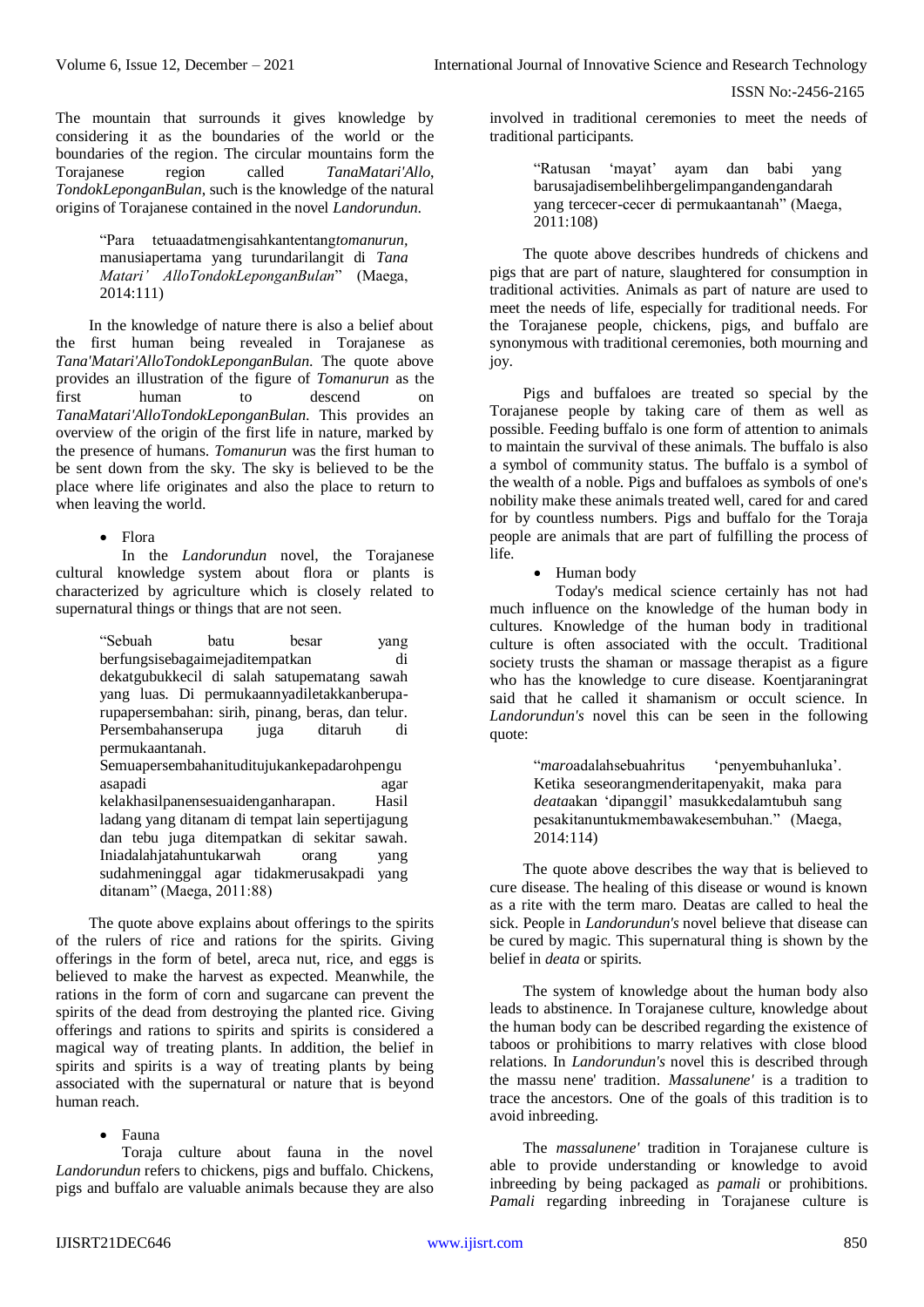The mountain that surrounds it gives knowledge by considering it as the boundaries of the world or the boundaries of the region. The circular mountains form the Torajanese region called *TanaMatari'Allo*, *TondokLeponganBulan*, such is the knowledge of the natural origins of Torajanese contained in the novel *Landorundun*.

> "Para tetuaadatmengisahkantentang*tomanurun*, manusiapertama yang turundarilangit di *Tana Matari' AlloTondokLeponganBulan*" (Maega, 2014:111)

In the knowledge of nature there is also a belief about the first human being revealed in Torajanese as *Tana'Matari'AlloTondokLeponganBulan*. The quote above provides an illustration of the figure of *Tomanurun* as the first human to descend on *TanaMatari'AlloTondokLeponganBulan*. This provides an overview of the origin of the first life in nature, marked by the presence of humans. *Tomanurun* was the first human to be sent down from the sky. The sky is believed to be the place where life originates and also the place to return to when leaving the world.

- Flora

In the *Landorundun* novel, the Torajanese cultural knowledge system about flora or plants is characterized by agriculture which is closely related to supernatural things or things that are not seen.

> "Sebuah batu besar yang berfungsisebagaimejaditempatkan di dekatgubukkecil di salah satupematang sawah yang luas. Di permukaannyadiletakkanberupa-rupapersembahan: sirih, pinang, beras, dan telur. Persembahanserupa juga ditaruh di permukaantanah. Semuapersembahanituditujukankepadarohpengu asapadi agar kelakhasilpanensesuaidenganharapan. Hasil ladang yang ditanam di tempat lain sepertijagung dan tebu juga ditempatkan di sekitar sawah. Iniadalahjatahuntukarwah orang yang sudahmeninggal agar tidakmerusakpadi yang ditanam" (Maega, 2011:88)

The quote above explains about offerings to the spirits of the rulers of rice and rations for the spirits. Giving offerings in the form of betel, areca nut, rice, and eggs is believed to make the harvest as expected. Meanwhile, the rations in the form of corn and sugarcane can prevent the spirits of the dead from destroying the planted rice. Giving offerings and rations to spirits and spirits is considered a magical way of treating plants. In addition, the belief in spirits and spirits is a way of treating plants by being associated with the supernatural or nature that is beyond human reach.

- Fauna

Toraja culture about fauna in the novel *Landorundun* refers to chickens, pigs and buffalo. Chickens, pigs and buffalo are valuable animals because they are also involved in traditional ceremonies to meet the needs of traditional participants.

> "Ratusan 'mayat' ayam dan babi yang barusajadisembelihbergelimpangandengandarah yang tercecer-cecer di permukaantanah" (Maega, 2011:108)

The quote above describes hundreds of chickens and pigs that are part of nature, slaughtered for consumption in traditional activities. Animals as part of nature are used to meet the needs of life, especially for traditional needs. For the Torajanese people, chickens, pigs, and buffalo are synonymous with traditional ceremonies, both mourning and joy.

Pigs and buffaloes are treated so special by the Torajanese people by taking care of them as well as possible. Feeding buffalo is one form of attention to animals to maintain the survival of these animals. The buffalo is also a symbol of community status. The buffalo is a symbol of the wealth of a noble. Pigs and buffaloes as symbols of one's nobility make these animals treated well, cared for and cared for by countless numbers. Pigs and buffalo for the Toraja people are animals that are part of fulfilling the process of life.

- Human body

Today's medical science certainly has not had much influence on the knowledge of the human body in cultures. Knowledge of the human body in traditional culture is often associated with the occult. Traditional society trusts the shaman or massage therapist as a figure who has the knowledge to cure disease. Koentjaraningrat said that he called it shamanism or occult science. In *Landorundun's* novel this can be seen in the following quote:

> "*maro*adalahsebuahritus 'penyembuhanluka'. Ketika seseorangmenderitapenyakit, maka para *deata*akan 'dipanggil' masukkedalamtubuh sang pesakitanuntukmembawakesembuhan." (Maega, 2014:114)

The quote above describes the way that is believed to cure disease. The healing of this disease or wound is known as a rite with the term maro. Deatas are called to heal the sick. People in *Landorundun's* novel believe that disease can be cured by magic. This supernatural thing is shown by the belief in *deata* or spirits.

The system of knowledge about the human body also leads to abstinence. In Torajanese culture, knowledge about the human body can be described regarding the existence of taboos or prohibitions to marry relatives with close blood relations. In *Landorundun's* novel this is described through the massu nene' tradition. *Massalunene'* is a tradition to trace the ancestors. One of the goals of this tradition is to avoid inbreeding.

The *massalunene'* tradition in Torajanese culture is able to provide understanding or knowledge to avoid inbreeding by being packaged as *pamali* or prohibitions. *Pamali* regarding inbreeding in Torajanese culture is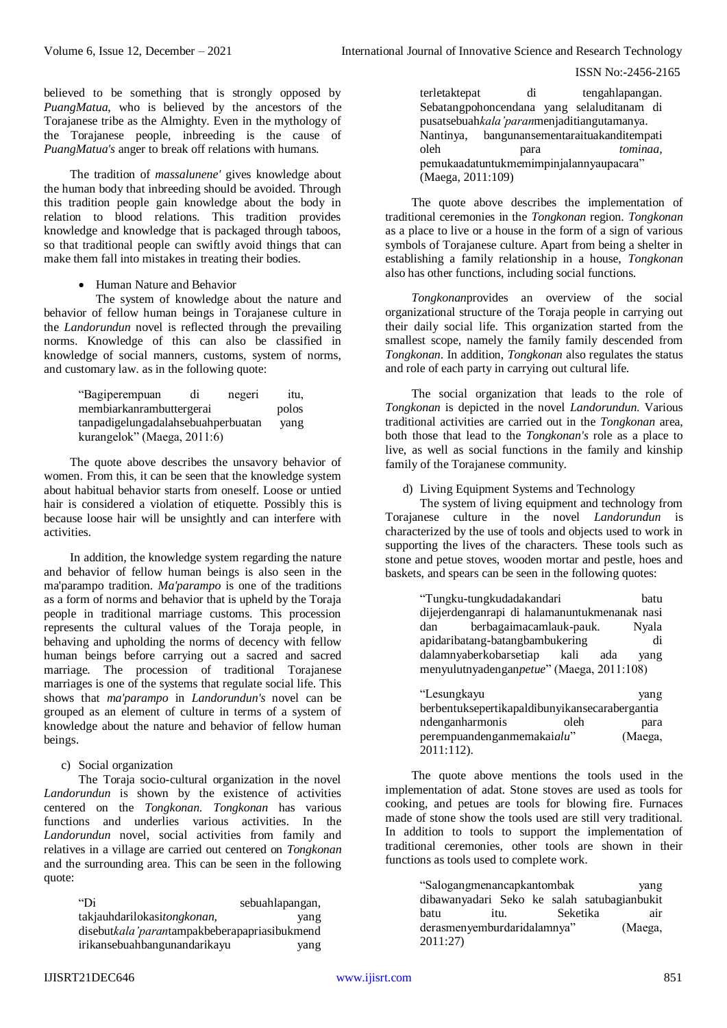believed to be something that is strongly opposed by *PuangMatua*, who is believed by the ancestors of the Torajanese tribe as the Almighty. Even in the mythology of the Torajanese people, inbreeding is the cause of *PuangMatua's* anger to break off relations with humans.

The tradition of *massalunene'* gives knowledge about the human body that inbreeding should be avoided. Through this tradition people gain knowledge about the body in relation to blood relations. This tradition provides knowledge and knowledge that is packaged through taboos, so that traditional people can swiftly avoid things that can make them fall into mistakes in treating their bodies.

- Human Nature and Behavior

The system of knowledge about the nature and behavior of fellow human beings in Torajanese culture in the *Landorundun* novel is reflected through the prevailing norms. Knowledge of this can also be classified in knowledge of social manners, customs, system of norms, and customary law. as in the following quote:

> "Bagiperempuan di negeri itu, membiarkanrambuttergerai polos tanpadigelungadalahsebuahperbuatan yang kurangelok" (Maega, 2011:6)

The quote above describes the unsavory behavior of women. From this, it can be seen that the knowledge system about habitual behavior starts from oneself. Loose or untied hair is considered a violation of etiquette. Possibly this is because loose hair will be unsightly and can interfere with activities.

In addition, the knowledge system regarding the nature and behavior of fellow human beings is also seen in the ma'parampo tradition. *Ma'parampo* is one of the traditions as a form of norms and behavior that is upheld by the Toraja people in traditional marriage customs. This procession represents the cultural values of the Toraja people, in behaving and upholding the norms of decency with fellow human beings before carrying out a sacred and sacred marriage. The procession of traditional Torajanese marriages is one of the systems that regulate social life. This shows that *ma'parampo* in *Landorundun's* novel can be grouped as an element of culture in terms of a system of knowledge about the nature and behavior of fellow human beings.

c) Social organization

The Toraja socio-cultural organization in the novel *Landorundun* is shown by the existence of activities centered on the *Tongkonan*. *Tongkonan* has various functions and underlies various activities. In the *Landorundun* novel, social activities from family and relatives in a village are carried out centered on *Tongkonan* and the surrounding area. This can be seen in the following quote:

> "Di sebuahlapangan, takjauhdarilokasi*tongkonan,* yang disebut*kala'paran*tampakbeberapapriasibukmendirikansebuahbangunandarikayu yang terletaktepat di tengahlapangan. Sebatangpohoncendana yang selaluditanam di pusatsebuah*kala'paran*menjaditiangutamanya. Nantinya, bangunansementaraituakanditempati oleh para *tominaa*, pemukaadatuntukmemimpinjalannyaupacara" (Maega, 2011:109)

The quote above describes the implementation of traditional ceremonies in the *Tongkonan* region. *Tongkonan* as a place to live or a house in the form of a sign of various symbols of Torajanese culture. Apart from being a shelter in establishing a family relationship in a house, *Tongkonan* also has other functions, including social functions.

*Tongkonan*provides an overview of the social organizational structure of the Toraja people in carrying out their daily social life. This organization started from the smallest scope, namely the family family descended from *Tongkonan*. In addition, *Tongkonan* also regulates the status and role of each party in carrying out cultural life.

The social organization that leads to the role of *Tongkonan* is depicted in the novel *Landorundun*. Various traditional activities are carried out in the *Tongkonan* area, both those that lead to the *Tongkonan's* role as a place to live, as well as social functions in the family and kinship family of the Torajanese community.

d) Living Equipment Systems and Technology

The system of living equipment and technology from Torajanese culture in the novel *Landorundun* is characterized by the use of tools and objects used to work in supporting the lives of the characters. These tools such as stone and petue stoves, wooden mortar and pestle, hoes and baskets, and spears can be seen in the following quotes:

> "Tungku-tungkudadakandari batu dijejerdenganrapi di halamanuntukmenanak nasi dan berbagaimacamlauk-pauk. Nyala apidaribatang-batangbambukering di dalamnyaberkobarsetiap kali ada yang menyulutnyadengan*petue*" (Maega, 2011:108)

> "Lesungkayu yang berbentuksepertikapaldibunyikansecarabergantiandenganharmonis oleh para perempuandenganmemakai*alu*" (Maega, 2011:112).

The quote above mentions the tools used in the implementation of adat. Stone stoves are used as tools for cooking, and petues are tools for blowing fire. Furnaces made of stone show the tools used are still very traditional. In addition to tools to support the implementation of traditional ceremonies, other tools are shown in their functions as tools used to complete work.

> "Salogangmenancapkantombak yang dibawanyadari Seko ke salah satubagianbukit batu itu. Seketika air derasmenyemburdaridalamnya" (Maega, 2011:27)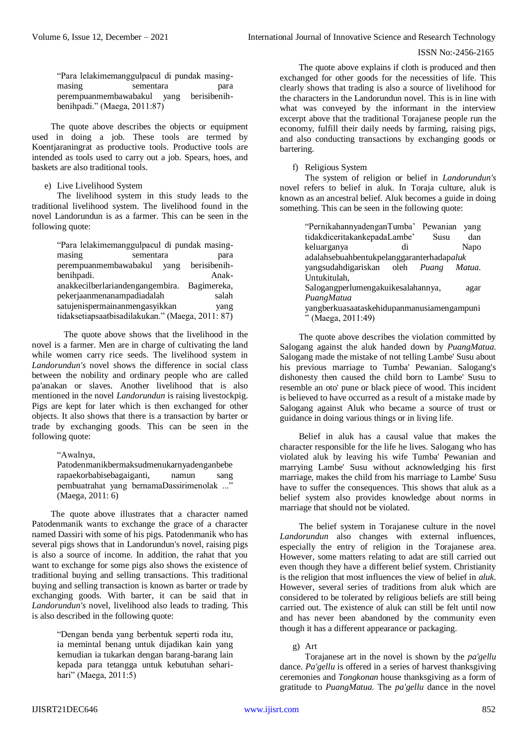"Para lelakimemanggulpacul di pundak masing-masing sementara para perempuanmembawabakul yang berisibenih-benihpadi." (Maega, 2011:87)

The quote above describes the objects or equipment used in doing a job. These tools are termed by Koentjaraningrat as productive tools. Productive tools are intended as tools used to carry out a job. Spears, hoes, and baskets are also traditional tools.

e) Live Livelihood System

The livelihood system in this study leads to the traditional livelihood system. The livelihood found in the novel Landorundun is as a farmer. This can be seen in the following quote:

"Para lelakimemanggulpacul di pundak masing-masing sementara para perempuanmembawabakul yang berisibenih-benihpadi. Anak-anakkecilberlariandengangembira. Bagimereka, pekerjaanmenanampadiadalah salah satujenispermainanmengasyikkan yang tidaksetiapsaatbisadilakukan." (Maega, 2011: 87)

The quote above shows that the livelihood in the novel is a farmer. Men are in charge of cultivating the land while women carry rice seeds. The livelihood system in *Landorundun's* novel shows the difference in social class between the nobility and ordinary people who are called pa'anakan or slaves. Another livelihood that is also mentioned in the novel *Landorundun* is raising livestockpig. Pigs are kept for later which is then exchanged for other objects. It also shows that there is a transaction by barter or trade by exchanging goods. This can be seen in the following quote:

"Awalnya, Patodenmanikbermaksudmenukarnyadenganbeberapaekorbabisebagaiganti, namun sang pembuatrahat yang bernamaDassirimenolak ..." (Maega, 2011: 6)

The quote above illustrates that a character named Patodenmanik wants to exchange the grace of a character named Dassiri with some of his pigs. Patodenmanik who has several pigs shows that in Landorundun's novel, raising pigs is also a source of income. In addition, the rahat that you want to exchange for some pigs also shows the existence of traditional buying and selling transactions. This traditional buying and selling transaction is known as barter or trade by exchanging goods. With barter, it can be said that in *Landorundun's* novel, livelihood also leads to trading. This is also described in the following quote:

"Dengan benda yang berbentuk seperti roda itu, ia memintal benang untuk dijadikan kain yang kemudian ia tukarkan dengan barang-barang lain kepada para tetangga untuk kebutuhan sehari-hari" (Maega, 2011:5)

The quote above explains if cloth is produced and then exchanged for other goods for the necessities of life. This clearly shows that trading is also a source of livelihood for the characters in the Landorundun novel. This is in line with what was conveyed by the informant in the interview excerpt above that the traditional Torajanese people run the economy, fulfill their daily needs by farming, raising pigs, and also conducting transactions by exchanging goods or bartering.

f) Religious System

The system of religion or belief in *Landorundun's* novel refers to belief in aluk. In Toraja culture, aluk is known as an ancestral belief. Aluk becomes a guide in doing something. This can be seen in the following quote:

"PernikahannyadenganTumba' Pewanian yang tidakdiceritakankepadaLambe' Susu dan keluarganya di Napo adalahsebuahbentukpelanggaranterhadap*aluk* yangsudahdigariskan oleh *Puang Matua.* Untukitulah, Salogangperlumengakuikesalahannya, agar *PuangMatua* yangberkuasaataskehidupanmanusiamengampuni" (Maega, 2011:49)

The quote above describes the violation committed by Salogang against the aluk handed down by *PuangMatua.* Salogang made the mistake of not telling Lambe' Susu about his previous marriage to Tumba' Pewanian. Salogang's dishonesty then caused the child born to Lambe' Susu to resemble an oto' pune or black piece of wood. This incident is believed to have occurred as a result of a mistake made by Salogang against Aluk who became a source of trust or guidance in doing various things or in living life.

Belief in aluk has a causal value that makes the character responsible for the life he lives. Salogang who has violated aluk by leaving his wife Tumba' Pewanian and marrying Lambe' Susu without acknowledging his first marriage, makes the child from his marriage to Lambe' Susu have to suffer the consequences. This shows that aluk as a belief system also provides knowledge about norms in marriage that should not be violated.

The belief system in Torajanese culture in the novel *Landorundun* also changes with external influences, especially the entry of religion in the Torajanese area. However, some matters relating to adat are still carried out even though they have a different belief system. Christianity is the religion that most influences the view of belief in *aluk*. However, several series of traditions from aluk which are considered to be tolerated by religious beliefs are still being carried out. The existence of aluk can still be felt until now and has never been abandoned by the community even though it has a different appearance or packaging.

g) Art

Torajanese art in the novel is shown by the *pa'gellu* dance. *Pa'gellu* is offered in a series of harvest thanksgiving ceremonies and *Tongkonan* house thanksgiving as a form of gratitude to *PuangMatua.* The *pa'gellu* dance in the novel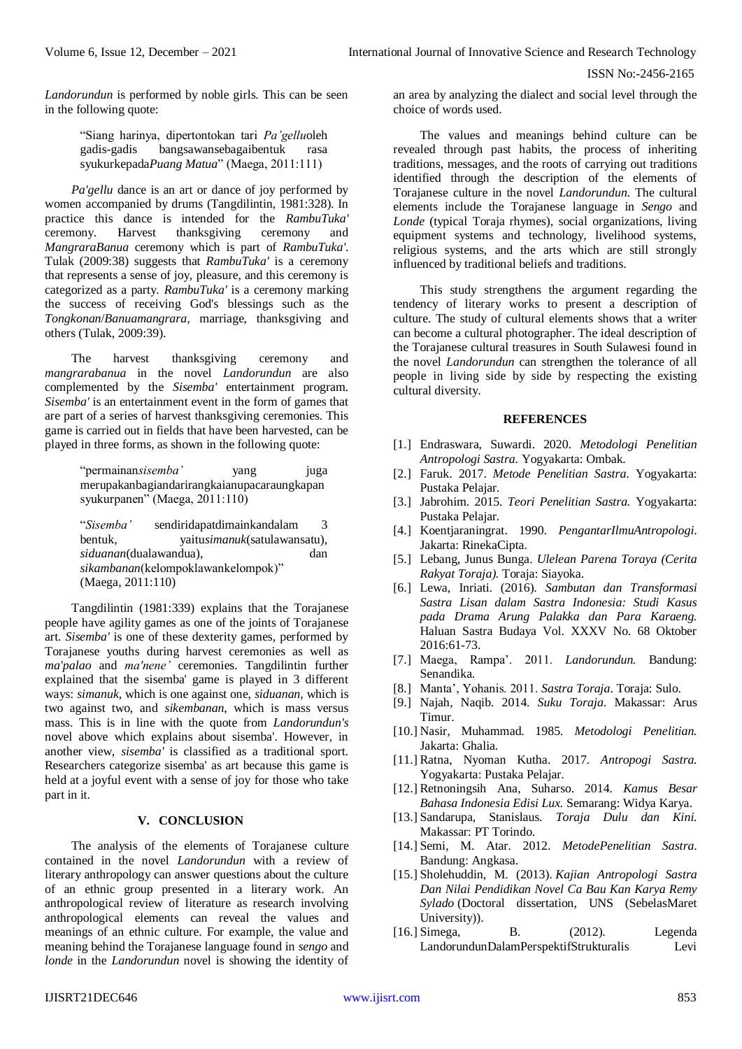*Landorundun* is performed by noble girls. This can be seen in the following quote:

> "Siang harinya, dipertontokan tari *Pa'gellu*oleh gadis-gadis bangsawansebagaibentuk rasa syukurkepada*Puang Matua*" (Maega, 2011:111)

*Pa'gellu* dance is an art or dance of joy performed by women accompanied by drums (Tangdilintin, 1981:328). In practice this dance is intended for the *RambuTuka'* ceremony. Harvest thanksgiving ceremony and *MangraraBanua* ceremony which is part of *RambuTuka'*. Tulak (2009:38) suggests that *RambuTuka'* is a ceremony that represents a sense of joy, pleasure, and this ceremony is categorized as a party. *RambuTuka'* is a ceremony marking the success of receiving God's blessings such as the *Tongkonan*/*Banuamangrara*, marriage, thanksgiving and others (Tulak, 2009:39).

The harvest thanksgiving ceremony and *mangrarabanua* in the novel *Landorundun* are also complemented by the *Sisemba'* entertainment program. *Sisemba'* is an entertainment event in the form of games that are part of a series of harvest thanksgiving ceremonies. This game is carried out in fields that have been harvested, can be played in three forms, as shown in the following quote:

> "permainan*sisemba'* yang juga merupakanbagiandarirangkaianupacaraungkapan syukurpanen" (Maega, 2011:110)

> "*Sisemba'* sendiridapatdimainkandalam 3 bentuk, yaitu*simanuk*(satulawansatu), *siduanan*(dualawandua), dan *sikambanan*(kelompoklawankelompok)" (Maega, 2011:110)

Tangdilintin (1981:339) explains that the Torajanese people have agility games as one of the joints of Torajanese art. *Sisemba'* is one of these dexterity games, performed by Torajanese youths during harvest ceremonies as well as *ma'palao* and *ma'nene'* ceremonies. Tangdilintin further explained that the sisemba' game is played in 3 different ways: *simanuk*, which is one against one, *siduanan*, which is two against two, and *sikembanan*, which is mass versus mass. This is in line with the quote from *Landorundun's* novel above which explains about sisemba'. However, in another view, *sisemba'* is classified as a traditional sport. Researchers categorize sisemba' as art because this game is held at a joyful event with a sense of joy for those who take part in it.

## V. CONCLUSION

The analysis of the elements of Torajanese culture contained in the novel *Landorundun* with a review of literary anthropology can answer questions about the culture of an ethnic group presented in a literary work. An anthropological review of literature as research involving anthropological elements can reveal the values and meanings of an ethnic culture. For example, the value and meaning behind the Torajanese language found in *sengo* and *londe* in the *Landorundun* novel is showing the identity of an area by analyzing the dialect and social level through the choice of words used.

The values and meanings behind culture can be revealed through past habits, the process of inheriting traditions, messages, and the roots of carrying out traditions identified through the description of the elements of Torajanese culture in the novel *Landorundun*. The cultural elements include the Torajanese language in *Sengo* and *Londe* (typical Toraja rhymes), social organizations, living equipment systems and technology, livelihood systems, religious systems, and the arts which are still strongly influenced by traditional beliefs and traditions.

This study strengthens the argument regarding the tendency of literary works to present a description of culture. The study of cultural elements shows that a writer can become a cultural photographer. The ideal description of the Torajanese cultural treasures in South Sulawesi found in the novel *Landorundun* can strengthen the tolerance of all people in living side by side by respecting the existing cultural diversity.

## REFERENCES

[1.] Endraswara, Suwardi. 2020. *Metodologi Penelitian Antropologi Sastra.* Yogyakarta: Ombak.

[2.] Faruk. 2017. *Metode Penelitian Sastra.* Yogyakarta: Pustaka Pelajar.

[3.] Jabrohim. 2015. *Teori Penelitian Sastra.* Yogyakarta: Pustaka Pelajar.

[4.] Koentjaraningrat. 1990. *PengantarIlmuAntropologi*. Jakarta: RinekaCipta.

[5.] Lebang, Junus Bunga. *Ulelean Parena Toraya (Cerita Rakyat Toraja).* Toraja: Siayoka.

[6.] Lewa, Inriati. (2016). *Sambutan dan Transformasi Sastra Lisan dalam Sastra Indonesia: Studi Kasus pada Drama Arung Palakka dan Para Karaeng.* Haluan Sastra Budaya Vol. XXXV No. 68 Oktober 2016:61-73.

[7.] Maega, Rampa'. 2011. *Landorundun.* Bandung: Senandika.

[8.] Manta', Yohanis. 2011. *Sastra Toraja*. Toraja: Sulo.

[9.] Najah, Naqib. 2014. *Suku Toraja*. Makassar: Arus Timur.

[10.] Nasir, Muhammad. 1985. *Metodologi Penelitian.* Jakarta: Ghalia.

[11.] Ratna, Nyoman Kutha. 2017. *Antropogi Sastra.* Yogyakarta: Pustaka Pelajar.

[12.] Retnoningsih Ana, Suharso. 2014. *Kamus Besar Bahasa Indonesia Edisi Lux.* Semarang: Widya Karya.

[13.] Sandarupa, Stanislaus. *Toraja Dulu dan Kini.* Makassar: PT Torindo.

[14.] Semi, M. Atar. 2012. *MetodePenelitian Sastra.* Bandung: Angkasa.

[15.] Sholehuddin, M. (2013). *Kajian Antropologi Sastra Dan Nilai Pendidikan Novel Ca Bau Kan Karya Remy Sylado* (Doctoral dissertation, UNS (SebelasMaret University)).

[16.] Simega, B. (2012). Legenda LandorundunDalamPerspektifStrukturalis Levi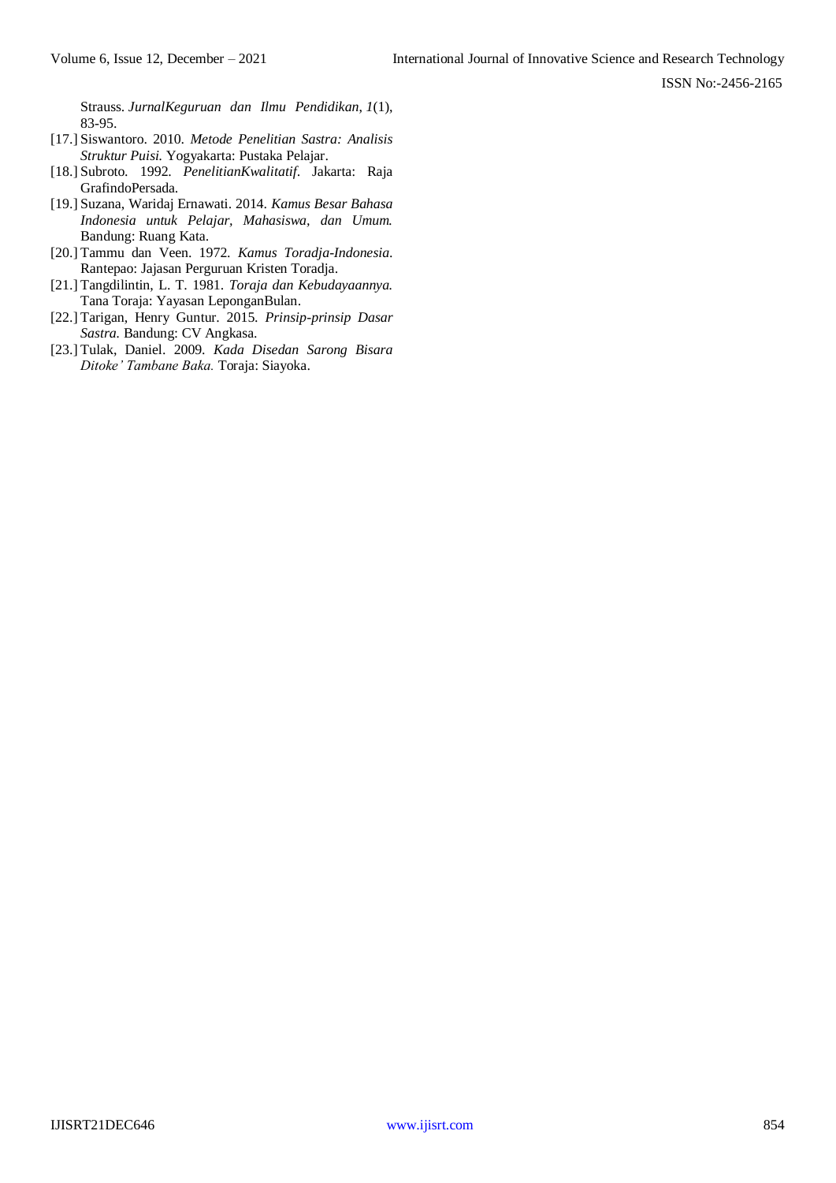Strauss. *JurnalKeguruan dan Ilmu Pendidikan*, *1*(1), 83-95.

[17.] Siswantoro. 2010. *Metode Penelitian Sastra: Analisis Struktur Puisi.* Yogyakarta: Pustaka Pelajar.

[18.] Subroto. 1992. *PenelitianKwalitatif*. Jakarta: Raja GrafindoPersada.

[19.] Suzana, Waridaj Ernawati. 2014. *Kamus Besar Bahasa Indonesia untuk Pelajar, Mahasiswa, dan Umum.* Bandung: Ruang Kata.

[20.] Tammu dan Veen. 1972. *Kamus Toradja-Indonesia.* Rantepao: Jajasan Perguruan Kristen Toradja.

[21.] Tangdilintin, L. T. 1981. *Toraja dan Kebudayaannya.* Tana Toraja: Yayasan LeponganBulan.

[22.] Tarigan, Henry Guntur. 2015. *Prinsip-prinsip Dasar Sastra.* Bandung: CV Angkasa.

[23.] Tulak, Daniel. 2009. *Kada Disedan Sarong Bisara Ditoke' Tambane Baka.* Toraja: Siayoka.